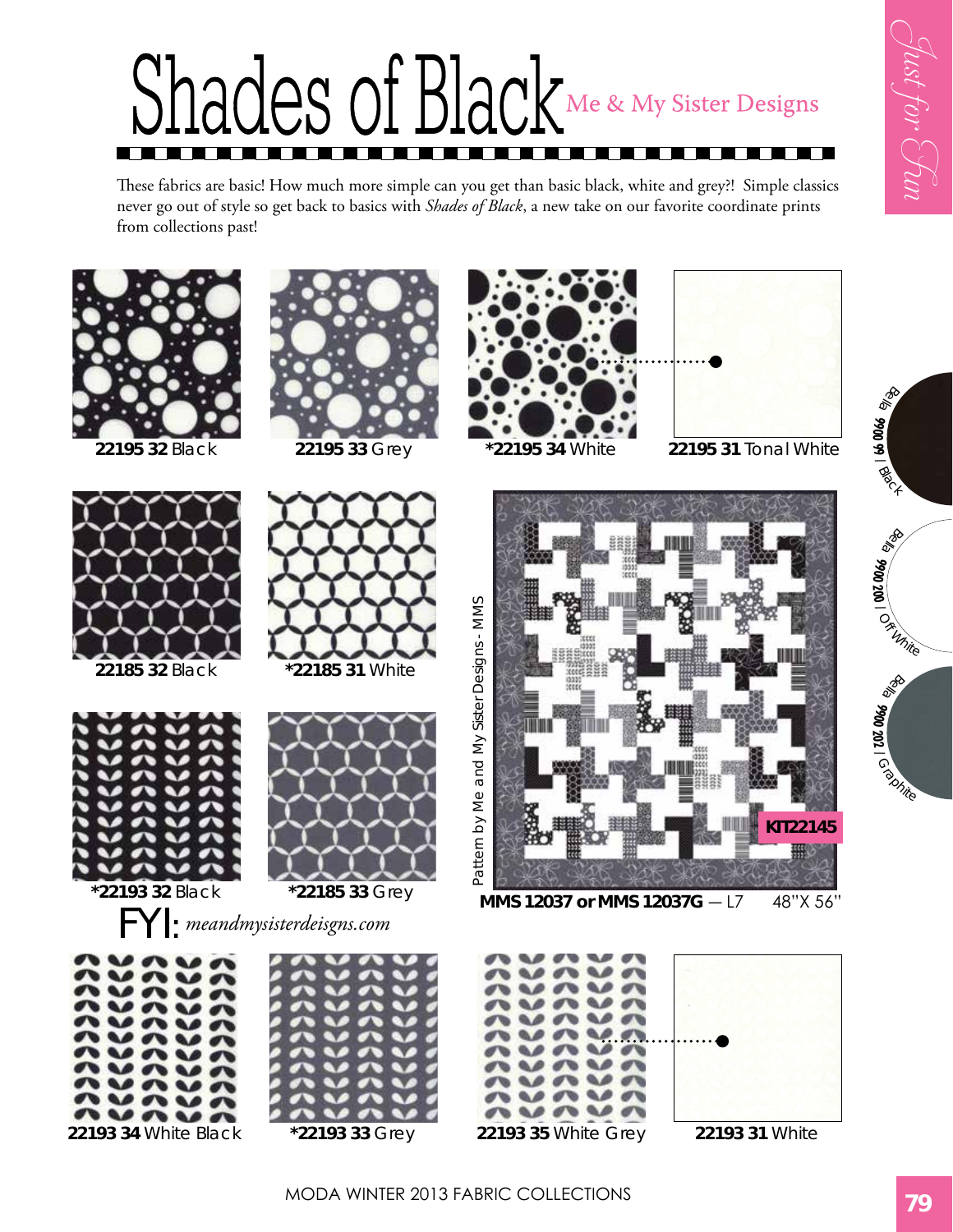# Shades of Black

Me & My Sister Designs

Just for Fun

These fabrics are basic! How much more simple can you get than basic black, white and grey?! Simple classics never go out of style so get back to basics with *Shades of Black*, a new take on our favorite coordinate prints from collections past!

**22195 32** Black

**22195 33** Grey

***22195 34** White

**22195 31** Tonal White

Bella 9900 99 | Black

Bella 9900 200 | Off White

Bella 9900 202 | Graphite

**22185 32** Black

***22185 31** White

Pattern by Me and My Sister Designs - MMS

KIT22145

**MMS 12037 or MMS 12037G** — L7 48"X 56"

***22193 32** Black

***22185 33** Grey

FYI: *meandmysisterdeisgns.com*

**22193 34** White Black

***22193 33** Grey

**22193 35** White Grey

**22193 31** White

MODA WINTER 2013 FABRIC COLLECTIONS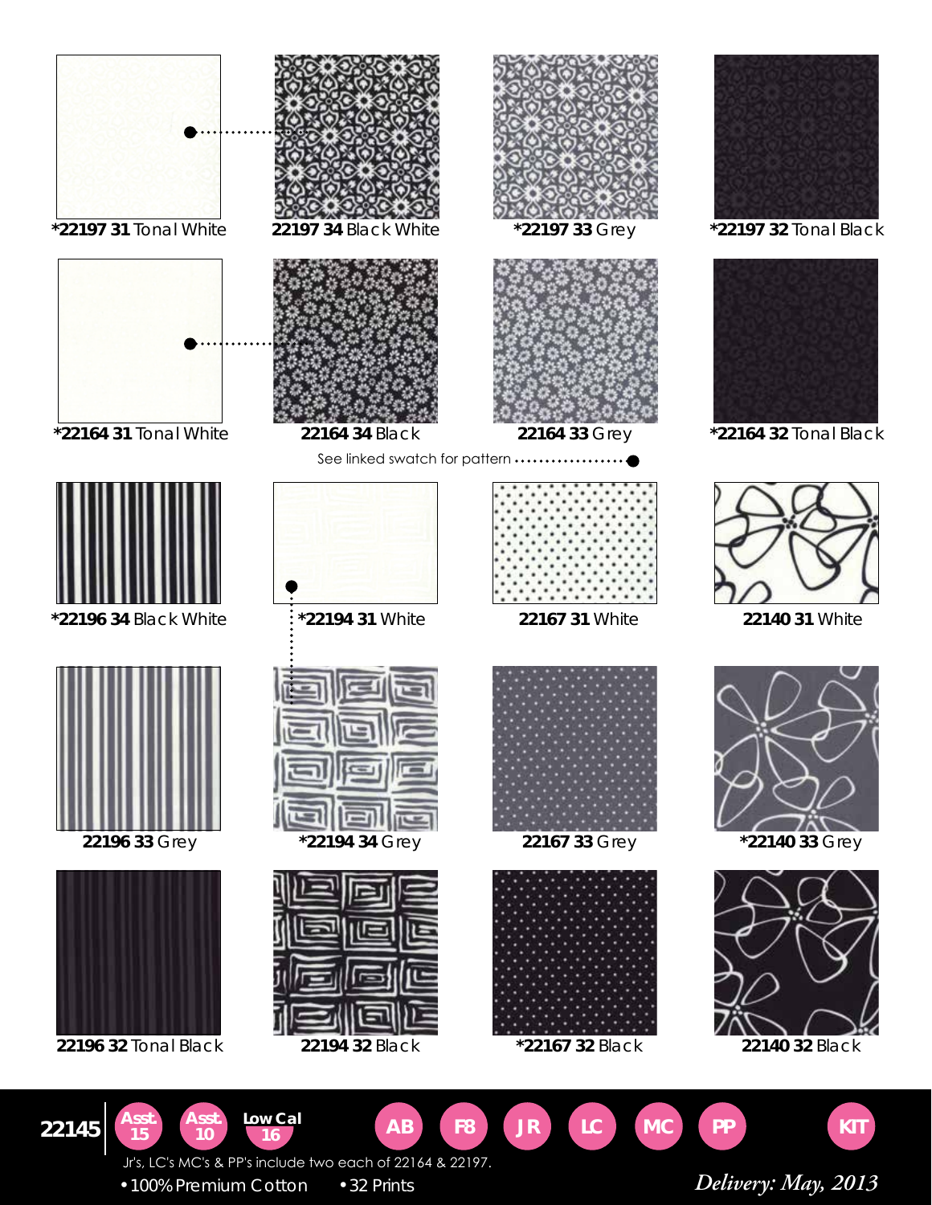**\*22197 31** Tonal White

**22197 34** Black White

**\*22197 33** Grey

**\*22197 32** Tonal Black

**\*22164 31** Tonal White

**22164 34** Black

**22164 33** Grey

**\*22164 32** Tonal Black

See linked swatch for pattern

**\*22196 34** Black White

**\*22194 31** White

**22167 31** White

**22140 31** White

**22196 33** Grey

**\*22194 34** Grey

**22167 33** Grey

**\*22140 33** Grey

**22196 32** Tonal Black

**22194 32** Black

**\*22167 32** Black

**22140 32** Black

**22145** Asst. 15 | Asst. 10 | Low Cal 16 | AB | F8 | JR | LC | MC | PP | KIT

Jr's, LC's MC's & PP's include two each of 22164 & 22197.

- 100% Premium Cotton
- 32 Prints

*Delivery: May, 2013*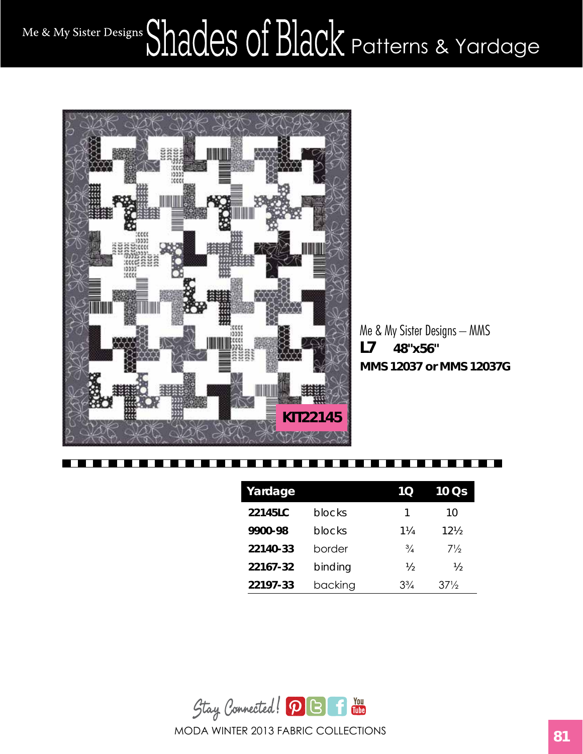# Me & My Sister Designs Shades of Black Patterns & Yardage

KIT22145

Me & My Sister Designs – MMS

**L7** **48"x56"**

**MMS 12037 or MMS 12037G**

| Yardage | | 1Q | 10 Qs |
|---|---|---|---|
| **22145LC** | blocks | 1 | 10 |
| **9900-98** | blocks | 1¼ | 12½ |
| **22140-33** | border | ¾ | 7½ |
| **22167-32** | binding | ½ | ½ |
| **22197-33** | backing | 3¾ | 37½ |

Stay Connected!

MODA WINTER 2013 FABRIC COLLECTIONS